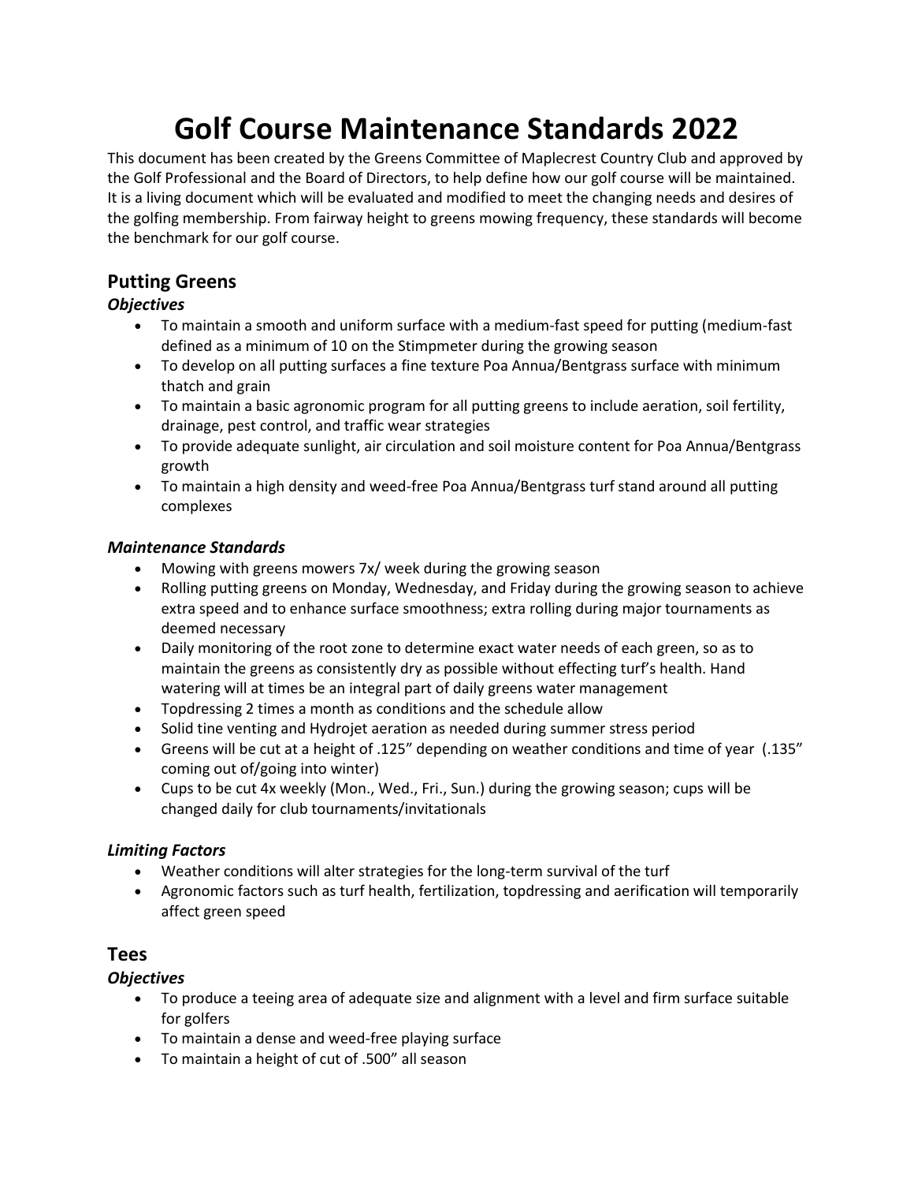# Golf Course Maintenance Standards 2022

This document has been created by the Greens Committee of Maplecrest Country Club and approved by the Golf Professional and the Board of Directors, to help define how our golf course will be maintained. It is a living document which will be evaluated and modified to meet the changing needs and desires of the golfing membership. From fairway height to greens mowing frequency, these standards will become the benchmark for our golf course.

## Putting Greens

### *Objectives*

- To maintain a smooth and uniform surface with a medium-fast speed for putting (medium-fast defined as a minimum of 10 on the Stimpmeter during the growing season
- To develop on all putting surfaces a fine texture Poa Annua/Bentgrass surface with minimum thatch and grain
- To maintain a basic agronomic program for all putting greens to include aeration, soil fertility, drainage, pest control, and traffic wear strategies
- To provide adequate sunlight, air circulation and soil moisture content for Poa Annua/Bentgrass growth
- To maintain a high density and weed-free Poa Annua/Bentgrass turf stand around all putting complexes

### *Maintenance Standards*

- Mowing with greens mowers 7x/ week during the growing season
- Rolling putting greens on Monday, Wednesday, and Friday during the growing season to achieve extra speed and to enhance surface smoothness; extra rolling during major tournaments as deemed necessary
- Daily monitoring of the root zone to determine exact water needs of each green, so as to maintain the greens as consistently dry as possible without effecting turf's health. Hand watering will at times be an integral part of daily greens water management
- Topdressing 2 times a month as conditions and the schedule allow
- Solid tine venting and Hydrojet aeration as needed during summer stress period
- Greens will be cut at a height of .125" depending on weather conditions and time of year (.135" coming out of/going into winter)
- Cups to be cut 4x weekly (Mon., Wed., Fri., Sun.) during the growing season; cups will be changed daily for club tournaments/invitationals

### *Limiting Factors*

- Weather conditions will alter strategies for the long-term survival of the turf
- Agronomic factors such as turf health, fertilization, topdressing and aerification will temporarily affect green speed

## Tees

### *Objectives*

- To produce a teeing area of adequate size and alignment with a level and firm surface suitable for golfers
- To maintain a dense and weed-free playing surface
- To maintain a height of cut of .500" all season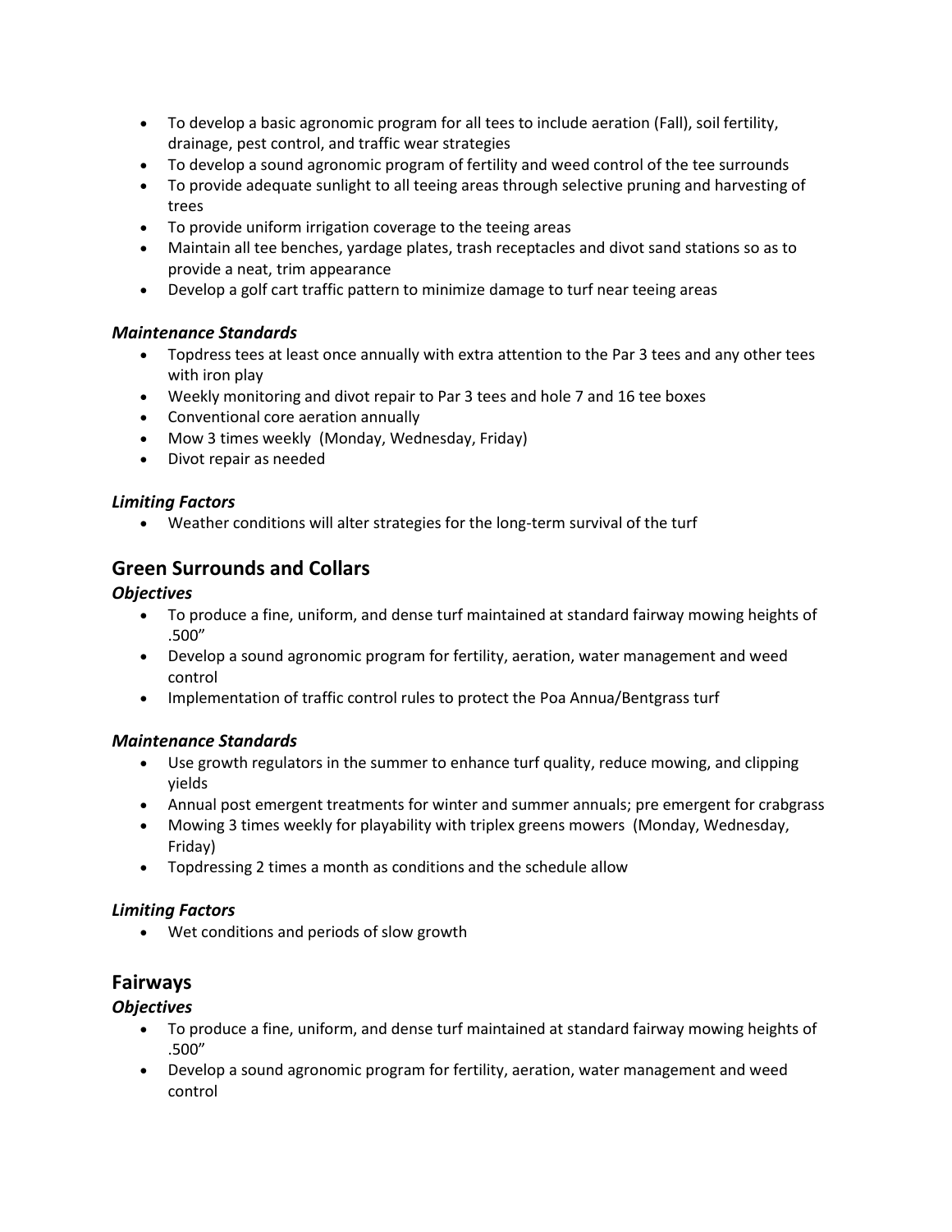- To develop a basic agronomic program for all tees to include aeration (Fall), soil fertility, drainage, pest control, and traffic wear strategies
- To develop a sound agronomic program of fertility and weed control of the tee surrounds
- To provide adequate sunlight to all teeing areas through selective pruning and harvesting of trees
- To provide uniform irrigation coverage to the teeing areas
- Maintain all tee benches, yardage plates, trash receptacles and divot sand stations so as to provide a neat, trim appearance
- Develop a golf cart traffic pattern to minimize damage to turf near teeing areas

### *Maintenance Standards*

- Topdress tees at least once annually with extra attention to the Par 3 tees and any other tees with iron play
- Weekly monitoring and divot repair to Par 3 tees and hole 7 and 16 tee boxes
- Conventional core aeration annually
- Mow 3 times weekly (Monday, Wednesday, Friday)
- Divot repair as needed

### *Limiting Factors*

- Weather conditions will alter strategies for the long-term survival of the turf

## Green Surrounds and Collars

### *Objectives*

- To produce a fine, uniform, and dense turf maintained at standard fairway mowing heights of .500"
- Develop a sound agronomic program for fertility, aeration, water management and weed control
- Implementation of traffic control rules to protect the Poa Annua/Bentgrass turf

### *Maintenance Standards*

- Use growth regulators in the summer to enhance turf quality, reduce mowing, and clipping yields
- Annual post emergent treatments for winter and summer annuals; pre emergent for crabgrass
- Mowing 3 times weekly for playability with triplex greens mowers (Monday, Wednesday, Friday)
- Topdressing 2 times a month as conditions and the schedule allow

### *Limiting Factors*

- Wet conditions and periods of slow growth

## Fairways

### *Objectives*

- To produce a fine, uniform, and dense turf maintained at standard fairway mowing heights of .500"
- Develop a sound agronomic program for fertility, aeration, water management and weed control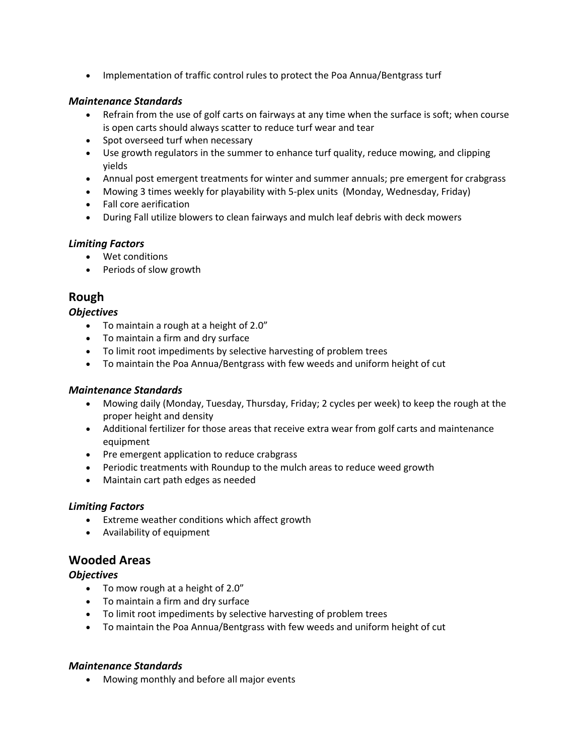- Implementation of traffic control rules to protect the Poa Annua/Bentgrass turf

### *Maintenance Standards*

- Refrain from the use of golf carts on fairways at any time when the surface is soft; when course is open carts should always scatter to reduce turf wear and tear
- Spot overseed turf when necessary
- Use growth regulators in the summer to enhance turf quality, reduce mowing, and clipping yields
- Annual post emergent treatments for winter and summer annuals; pre emergent for crabgrass
- Mowing 3 times weekly for playability with 5-plex units (Monday, Wednesday, Friday)
- Fall core aerification
- During Fall utilize blowers to clean fairways and mulch leaf debris with deck mowers

### *Limiting Factors*

- Wet conditions
- Periods of slow growth

## Rough

### *Objectives*

- To maintain a rough at a height of 2.0"
- To maintain a firm and dry surface
- To limit root impediments by selective harvesting of problem trees
- To maintain the Poa Annua/Bentgrass with few weeds and uniform height of cut

### *Maintenance Standards*

- Mowing daily (Monday, Tuesday, Thursday, Friday; 2 cycles per week) to keep the rough at the proper height and density
- Additional fertilizer for those areas that receive extra wear from golf carts and maintenance equipment
- Pre emergent application to reduce crabgrass
- Periodic treatments with Roundup to the mulch areas to reduce weed growth
- Maintain cart path edges as needed

### *Limiting Factors*

- Extreme weather conditions which affect growth
- Availability of equipment

## Wooded Areas

### *Objectives*

- To mow rough at a height of 2.0"
- To maintain a firm and dry surface
- To limit root impediments by selective harvesting of problem trees
- To maintain the Poa Annua/Bentgrass with few weeds and uniform height of cut

### *Maintenance Standards*

- Mowing monthly and before all major events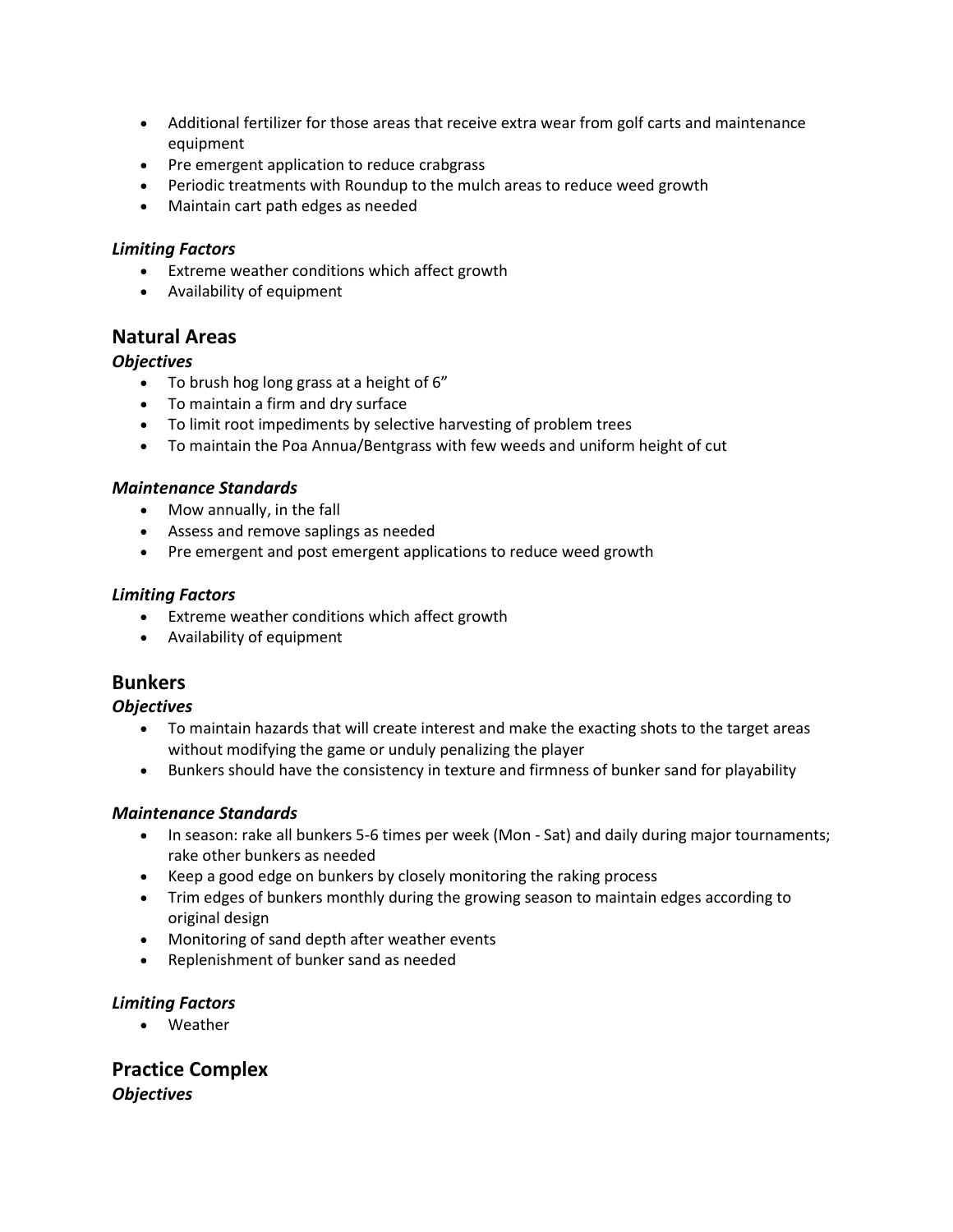- Additional fertilizer for those areas that receive extra wear from golf carts and maintenance equipment
- Pre emergent application to reduce crabgrass
- Periodic treatments with Roundup to the mulch areas to reduce weed growth
- Maintain cart path edges as needed

***Limiting Factors***

- Extreme weather conditions which affect growth
- Availability of equipment

## Natural Areas

***Objectives***

- To brush hog long grass at a height of 6"
- To maintain a firm and dry surface
- To limit root impediments by selective harvesting of problem trees
- To maintain the Poa Annua/Bentgrass with few weeds and uniform height of cut

***Maintenance Standards***

- Mow annually, in the fall
- Assess and remove saplings as needed
- Pre emergent and post emergent applications to reduce weed growth

***Limiting Factors***

- Extreme weather conditions which affect growth
- Availability of equipment

## Bunkers

***Objectives***

- To maintain hazards that will create interest and make the exacting shots to the target areas without modifying the game or unduly penalizing the player
- Bunkers should have the consistency in texture and firmness of bunker sand for playability

***Maintenance Standards***

- In season: rake all bunkers 5-6 times per week (Mon - Sat) and daily during major tournaments; rake other bunkers as needed
- Keep a good edge on bunkers by closely monitoring the raking process
- Trim edges of bunkers monthly during the growing season to maintain edges according to original design
- Monitoring of sand depth after weather events
- Replenishment of bunker sand as needed

***Limiting Factors***

- Weather

## Practice Complex

***Objectives***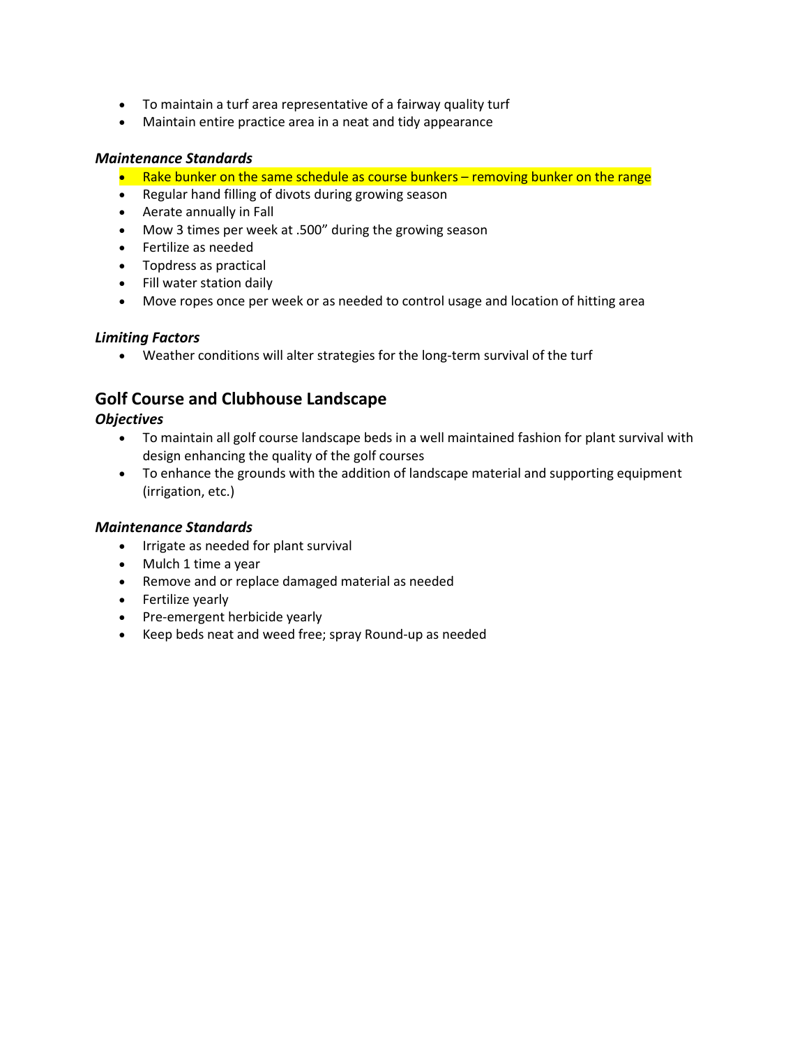- To maintain a turf area representative of a fairway quality turf
- Maintain entire practice area in a neat and tidy appearance

***Maintenance Standards***

- Rake bunker on the same schedule as course bunkers – removing bunker on the range
- Regular hand filling of divots during growing season
- Aerate annually in Fall
- Mow 3 times per week at .500" during the growing season
- Fertilize as needed
- Topdress as practical
- Fill water station daily
- Move ropes once per week or as needed to control usage and location of hitting area

***Limiting Factors***

- Weather conditions will alter strategies for the long-term survival of the turf

## Golf Course and Clubhouse Landscape

***Objectives***

- To maintain all golf course landscape beds in a well maintained fashion for plant survival with design enhancing the quality of the golf courses
- To enhance the grounds with the addition of landscape material and supporting equipment (irrigation, etc.)

***Maintenance Standards***

- Irrigate as needed for plant survival
- Mulch 1 time a year
- Remove and or replace damaged material as needed
- Fertilize yearly
- Pre-emergent herbicide yearly
- Keep beds neat and weed free; spray Round-up as needed